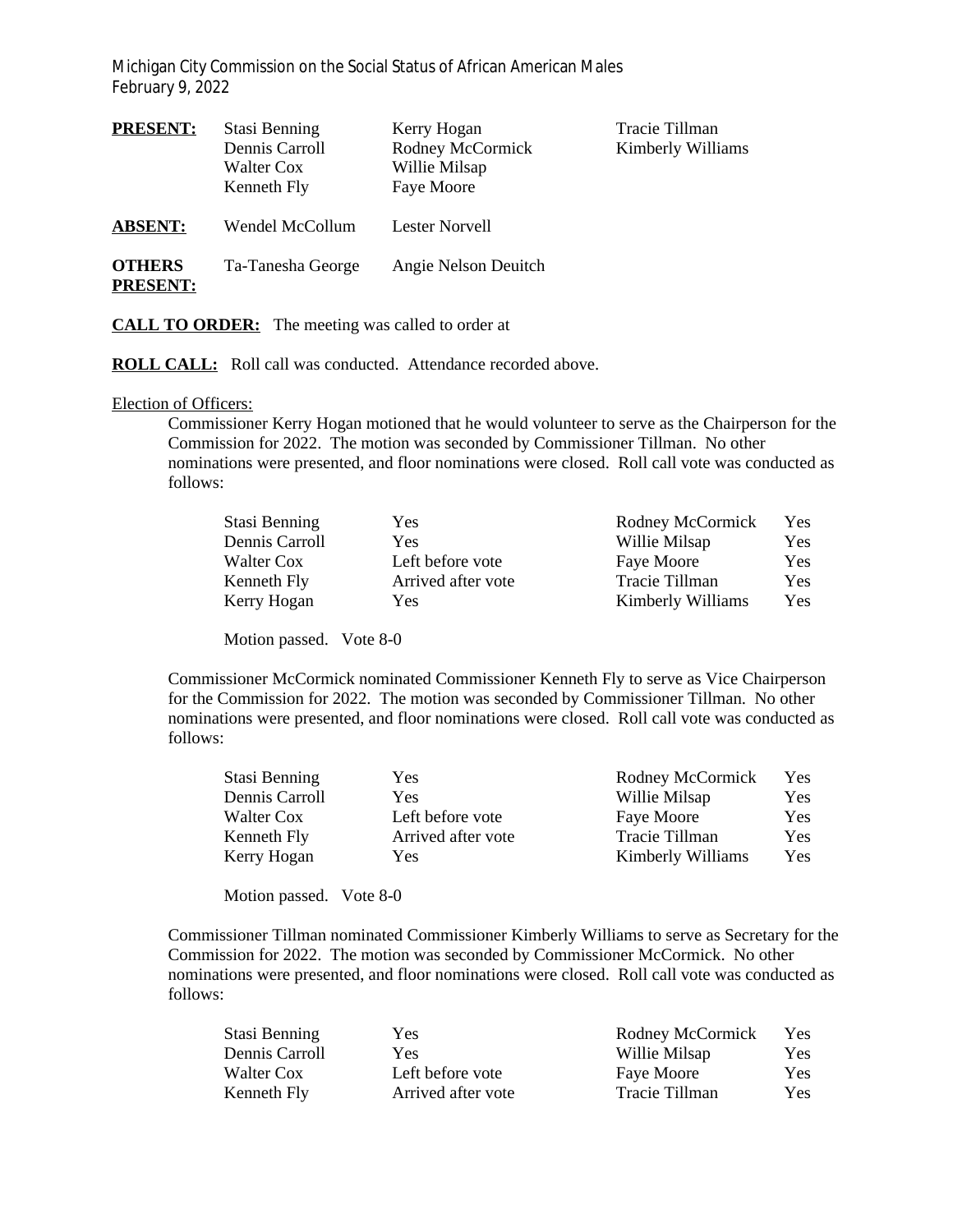Michigan City Commission on the Social Status of African American Males
February 9, 2022

| **PRESENT:** | Stasi Benning | Kerry Hogan | Tracie Tillman |
|---|---|---|---|
| | Dennis Carroll | Rodney McCormick | Kimberly Williams |
| | Walter Cox | Willie Milsap | |
| | Kenneth Fly | Faye Moore | |
| **ABSENT:** | Wendel McCollum | Lester Norvell | |
| **OTHERS PRESENT:** | Ta-Tanesha George | Angie Nelson Deuitch | |

**CALL TO ORDER:** The meeting was called to order at

**ROLL CALL:** Roll call was conducted. Attendance recorded above.

Election of Officers:

Commissioner Kerry Hogan motioned that he would volunteer to serve as the Chairperson for the Commission for 2022. The motion was seconded by Commissioner Tillman. No other nominations were presented, and floor nominations were closed. Roll call vote was conducted as follows:

| | | | |
|---|---|---|---|
| Stasi Benning | Yes | Rodney McCormick | Yes |
| Dennis Carroll | Yes | Willie Milsap | Yes |
| Walter Cox | Left before vote | Faye Moore | Yes |
| Kenneth Fly | Arrived after vote | Tracie Tillman | Yes |
| Kerry Hogan | Yes | Kimberly Williams | Yes |

Motion passed. Vote 8-0

Commissioner McCormick nominated Commissioner Kenneth Fly to serve as Vice Chairperson for the Commission for 2022. The motion was seconded by Commissioner Tillman. No other nominations were presented, and floor nominations were closed. Roll call vote was conducted as follows:

| | | | |
|---|---|---|---|
| Stasi Benning | Yes | Rodney McCormick | Yes |
| Dennis Carroll | Yes | Willie Milsap | Yes |
| Walter Cox | Left before vote | Faye Moore | Yes |
| Kenneth Fly | Arrived after vote | Tracie Tillman | Yes |
| Kerry Hogan | Yes | Kimberly Williams | Yes |

Motion passed. Vote 8-0

Commissioner Tillman nominated Commissioner Kimberly Williams to serve as Secretary for the Commission for 2022. The motion was seconded by Commissioner McCormick. No other nominations were presented, and floor nominations were closed. Roll call vote was conducted as follows:

| | | | |
|---|---|---|---|
| Stasi Benning | Yes | Rodney McCormick | Yes |
| Dennis Carroll | Yes | Willie Milsap | Yes |
| Walter Cox | Left before vote | Faye Moore | Yes |
| Kenneth Fly | Arrived after vote | Tracie Tillman | Yes |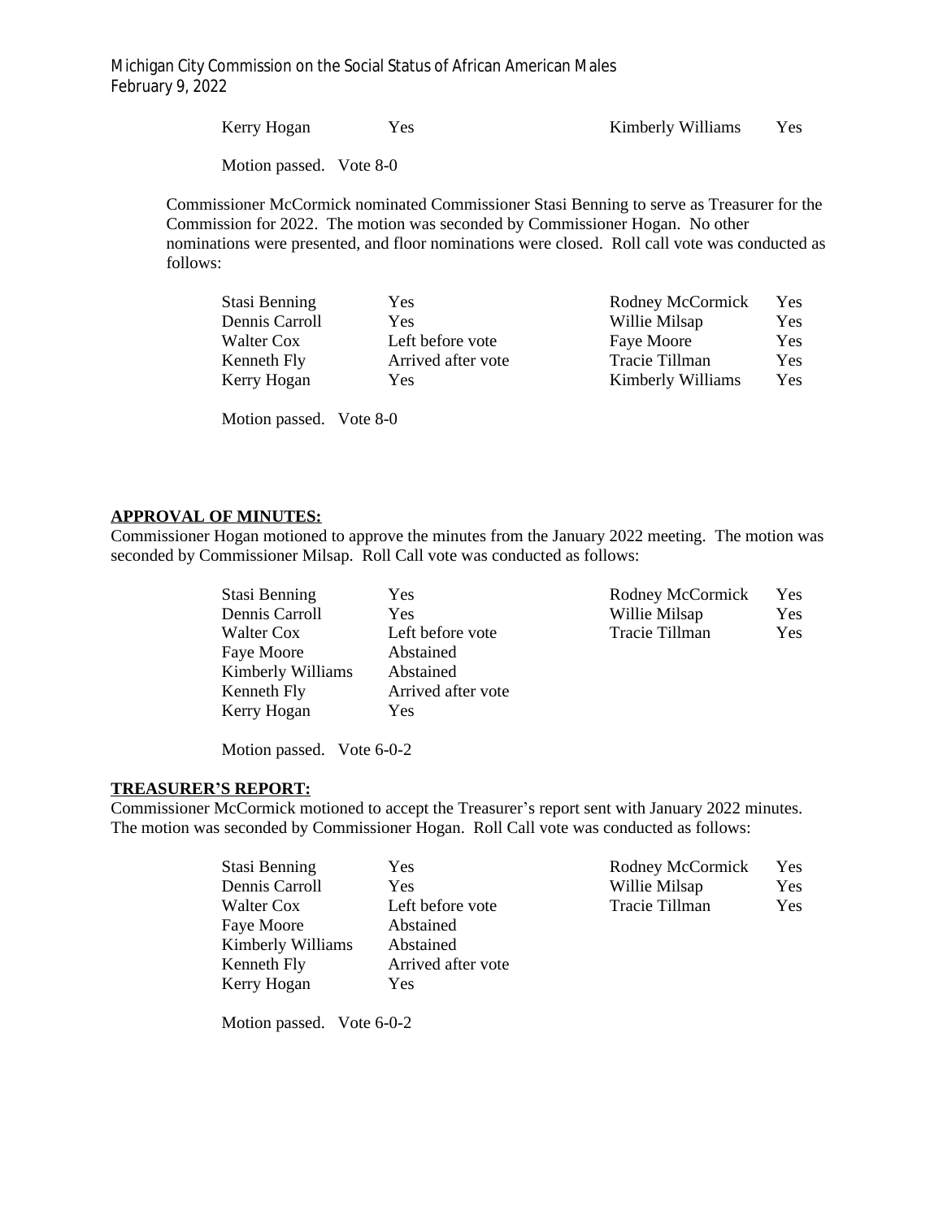| | | | |
|---|---|---|---|
| Kerry Hogan | Yes | Kimberly Williams | Yes |

Motion passed. Vote 8-0

Commissioner McCormick nominated Commissioner Stasi Benning to serve as Treasurer for the Commission for 2022. The motion was seconded by Commissioner Hogan. No other nominations were presented, and floor nominations were closed. Roll call vote was conducted as follows:

| | | | |
|---|---|---|---|
| Stasi Benning | Yes | Rodney McCormick | Yes |
| Dennis Carroll | Yes | Willie Milsap | Yes |
| Walter Cox | Left before vote | Faye Moore | Yes |
| Kenneth Fly | Arrived after vote | Tracie Tillman | Yes |
| Kerry Hogan | Yes | Kimberly Williams | Yes |

Motion passed. Vote 8-0

**APPROVAL OF MINUTES:**

Commissioner Hogan motioned to approve the minutes from the January 2022 meeting. The motion was seconded by Commissioner Milsap. Roll Call vote was conducted as follows:

| | | | |
|---|---|---|---|
| Stasi Benning | Yes | Rodney McCormick | Yes |
| Dennis Carroll | Yes | Willie Milsap | Yes |
| Walter Cox | Left before vote | Tracie Tillman | Yes |
| Faye Moore | Abstained | | |
| Kimberly Williams | Abstained | | |
| Kenneth Fly | Arrived after vote | | |
| Kerry Hogan | Yes | | |

Motion passed. Vote 6-0-2

**TREASURER'S REPORT:**

Commissioner McCormick motioned to accept the Treasurer's report sent with January 2022 minutes. The motion was seconded by Commissioner Hogan. Roll Call vote was conducted as follows:

| | | | |
|---|---|---|---|
| Stasi Benning | Yes | Rodney McCormick | Yes |
| Dennis Carroll | Yes | Willie Milsap | Yes |
| Walter Cox | Left before vote | Tracie Tillman | Yes |
| Faye Moore | Abstained | | |
| Kimberly Williams | Abstained | | |
| Kenneth Fly | Arrived after vote | | |
| Kerry Hogan | Yes | | |

Motion passed. Vote 6-0-2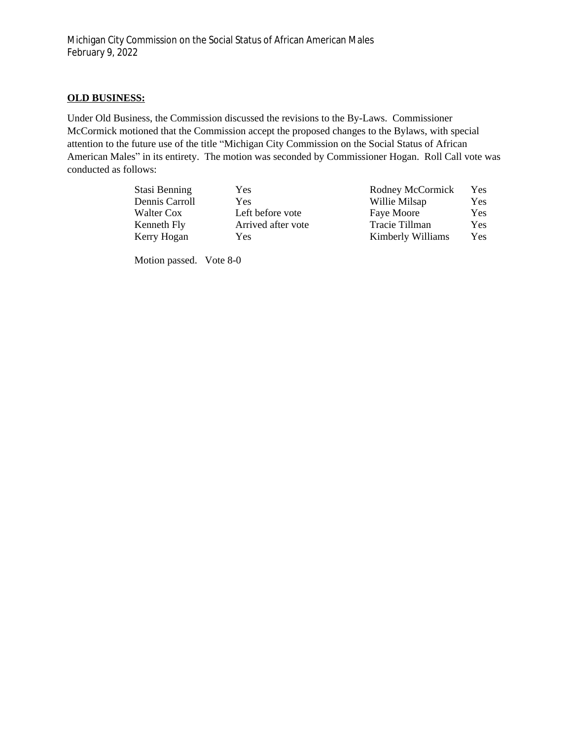**OLD BUSINESS:**

Under Old Business, the Commission discussed the revisions to the By-Laws. Commissioner McCormick motioned that the Commission accept the proposed changes to the Bylaws, with special attention to the future use of the title "Michigan City Commission on the Social Status of African American Males" in its entirety. The motion was seconded by Commissioner Hogan. Roll Call vote was conducted as follows:

| | | | |
|---|---|---|---|
| Stasi Benning | Yes | Rodney McCormick | Yes |
| Dennis Carroll | Yes | Willie Milsap | Yes |
| Walter Cox | Left before vote | Faye Moore | Yes |
| Kenneth Fly | Arrived after vote | Tracie Tillman | Yes |
| Kerry Hogan | Yes | Kimberly Williams | Yes |

Motion passed. Vote 8-0